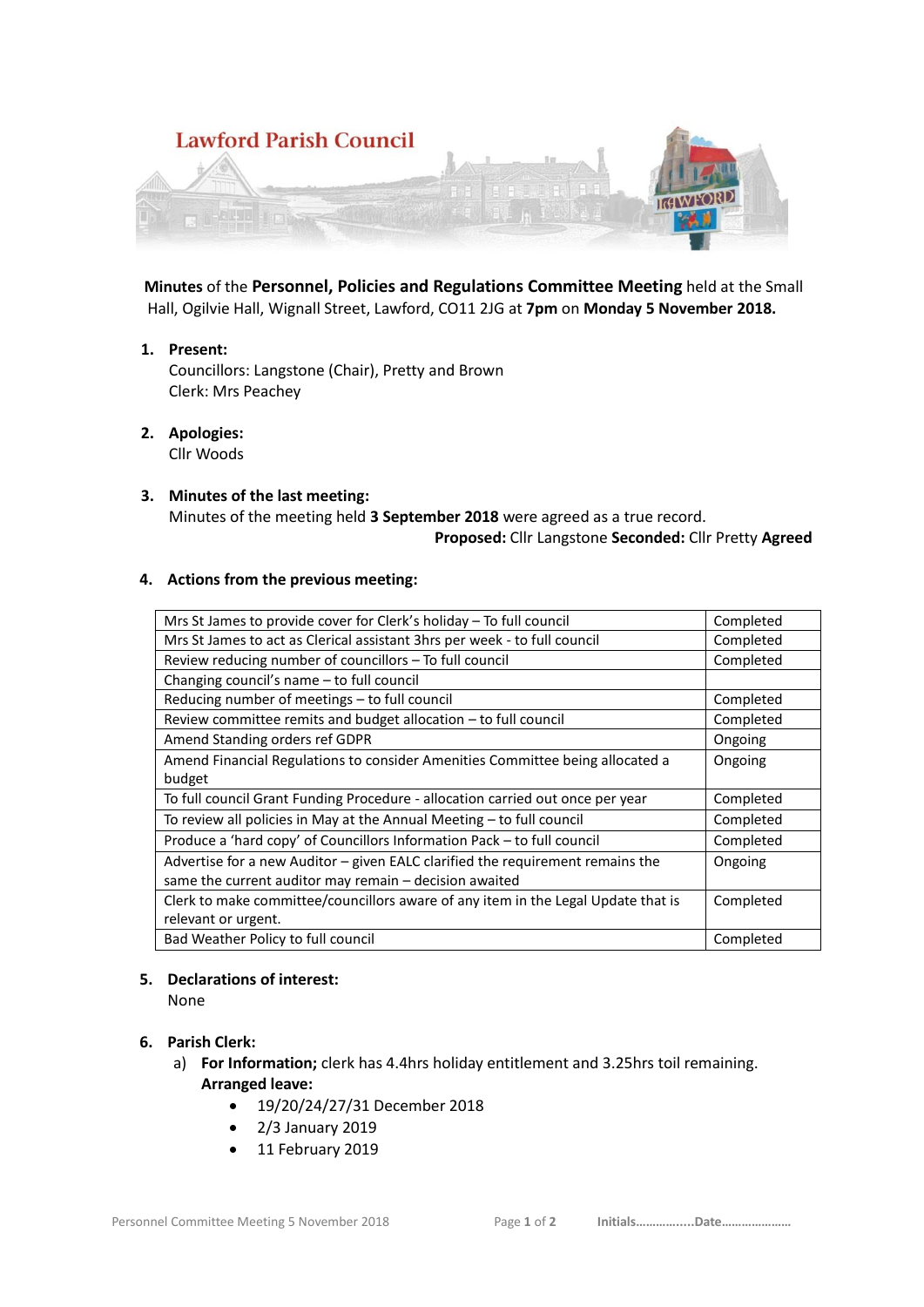# Lawford Parish Council

**Minutes** of the **Personnel, Policies and Regulations Committee Meeting** held at the Small Hall, Ogilvie Hall, Wignall Street, Lawford, CO11 2JG at **7pm** on **Monday 5 November 2018.**

1. **Present:**
   Councillors: Langstone (Chair), Pretty and Brown
   Clerk: Mrs Peachey

2. **Apologies:**
   Cllr Woods

3. **Minutes of the last meeting:**
   Minutes of the meeting held **3 September 2018** were agreed as a true record.
   **Proposed:** Cllr Langstone **Seconded:** Cllr Pretty **Agreed**

4. **Actions from the previous meeting:**

| | |
|---|---|
| Mrs St James to provide cover for Clerk's holiday – To full council | Completed |
| Mrs St James to act as Clerical assistant 3hrs per week - to full council | Completed |
| Review reducing number of councillors – To full council | Completed |
| Changing council's name – to full council | |
| Reducing number of meetings – to full council | Completed |
| Review committee remits and budget allocation – to full council | Completed |
| Amend Standing orders ref GDPR | Ongoing |
| Amend Financial Regulations to consider Amenities Committee being allocated a budget | Ongoing |
| To full council Grant Funding Procedure - allocation carried out once per year | Completed |
| To review all policies in May at the Annual Meeting – to full council | Completed |
| Produce a 'hard copy' of Councillors Information Pack – to full council | Completed |
| Advertise for a new Auditor – given EALC clarified the requirement remains the same the current auditor may remain – decision awaited | Ongoing |
| Clerk to make committee/councillors aware of any item in the Legal Update that is relevant or urgent. | Completed |
| Bad Weather Policy to full council | Completed |

5. **Declarations of interest:**
   None

6. **Parish Clerk:**
   a) **For Information;** clerk has 4.4hrs holiday entitlement and 3.25hrs toil remaining.
   **Arranged leave:**
      - 19/20/24/27/31 December 2018
      - 2/3 January 2019
      - 11 February 2019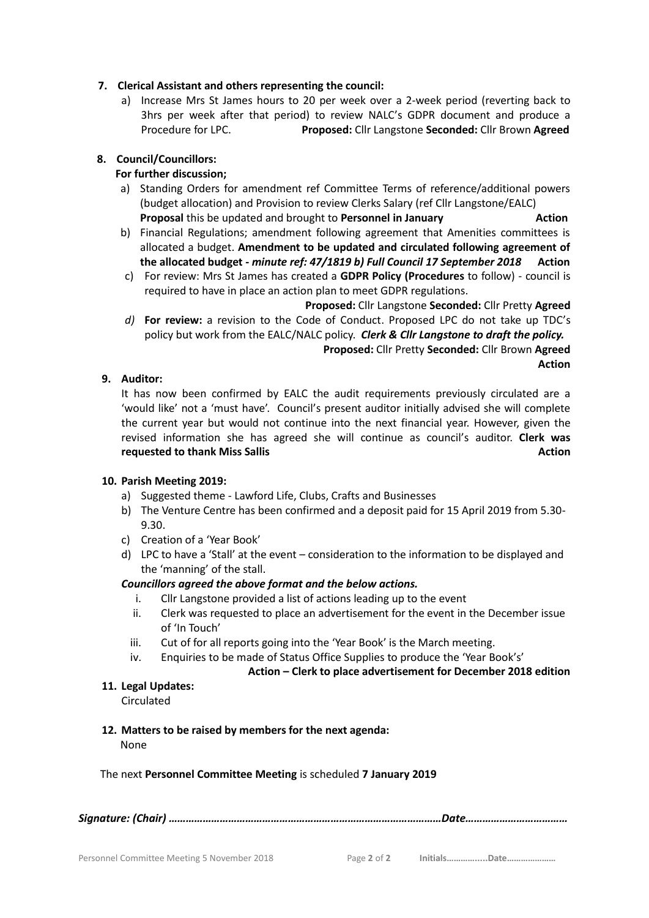7. **Clerical Assistant and others representing the council:**
   a) Increase Mrs St James hours to 20 per week over a 2-week period (reverting back to 3hrs per week after that period) to review NALC's GDPR document and produce a Procedure for LPC. **Proposed:** Cllr Langstone **Seconded:** Cllr Brown **Agreed**

8. **Council/Councillors:**

   **For further discussion;**

   a) Standing Orders for amendment ref Committee Terms of reference/additional powers (budget allocation) and Provision to review Clerks Salary (ref Cllr Langstone/EALC) **Proposal** this be updated and brought to **Personnel in January** **Action**
   b) Financial Regulations; amendment following agreement that Amenities committees is allocated a budget. **Amendment to be updated and circulated following agreement of the allocated budget -** ***minute ref: 47/1819 b) Full Council 17 September 2018*** **Action**
   c) For review: Mrs St James has created a **GDPR Policy (Procedures** to follow) - council is required to have in place an action plan to meet GDPR regulations.
   **Proposed:** Cllr Langstone **Seconded:** Cllr Pretty **Agreed**
   *d)* **For review:** a revision to the Code of Conduct. Proposed LPC do not take up TDC's policy but work from the EALC/NALC policy. ***Clerk & Cllr Langstone to draft the policy.***
   **Proposed:** Cllr Pretty **Seconded:** Cllr Brown **Agreed**
   **Action**

9. **Auditor:**

   It has now been confirmed by EALC the audit requirements previously circulated are a 'would like' not a 'must have'. Council's present auditor initially advised she will complete the current year but would not continue into the next financial year. However, given the revised information she has agreed she will continue as council's auditor. **Clerk was requested to thank Miss Sallis** **Action**

10. **Parish Meeting 2019:**
    a) Suggested theme - Lawford Life, Clubs, Crafts and Businesses
    b) The Venture Centre has been confirmed and a deposit paid for 15 April 2019 from 5.30-9.30.
    c) Creation of a 'Year Book'
    d) LPC to have a 'Stall' at the event – consideration to the information to be displayed and the 'manning' of the stall.

    ***Councillors agreed the above format and the below actions.***

    i. Cllr Langstone provided a list of actions leading up to the event
    ii. Clerk was requested to place an advertisement for the event in the December issue of 'In Touch'
    iii. Cut of for all reports going into the 'Year Book' is the March meeting.
    iv. Enquiries to be made of Status Office Supplies to produce the 'Year Book's'

    **Action – Clerk to place advertisement for December 2018 edition**

11. **Legal Updates:**

    Circulated

12. **Matters to be raised by members for the next agenda:**

    None

The next **Personnel Committee Meeting** is scheduled **7 January 2019**

***Signature: (Chair) ………………………………………………………………………………Date………………………………***

Personnel Committee Meeting 5 November 2018 **Initials……………..Date…………………**